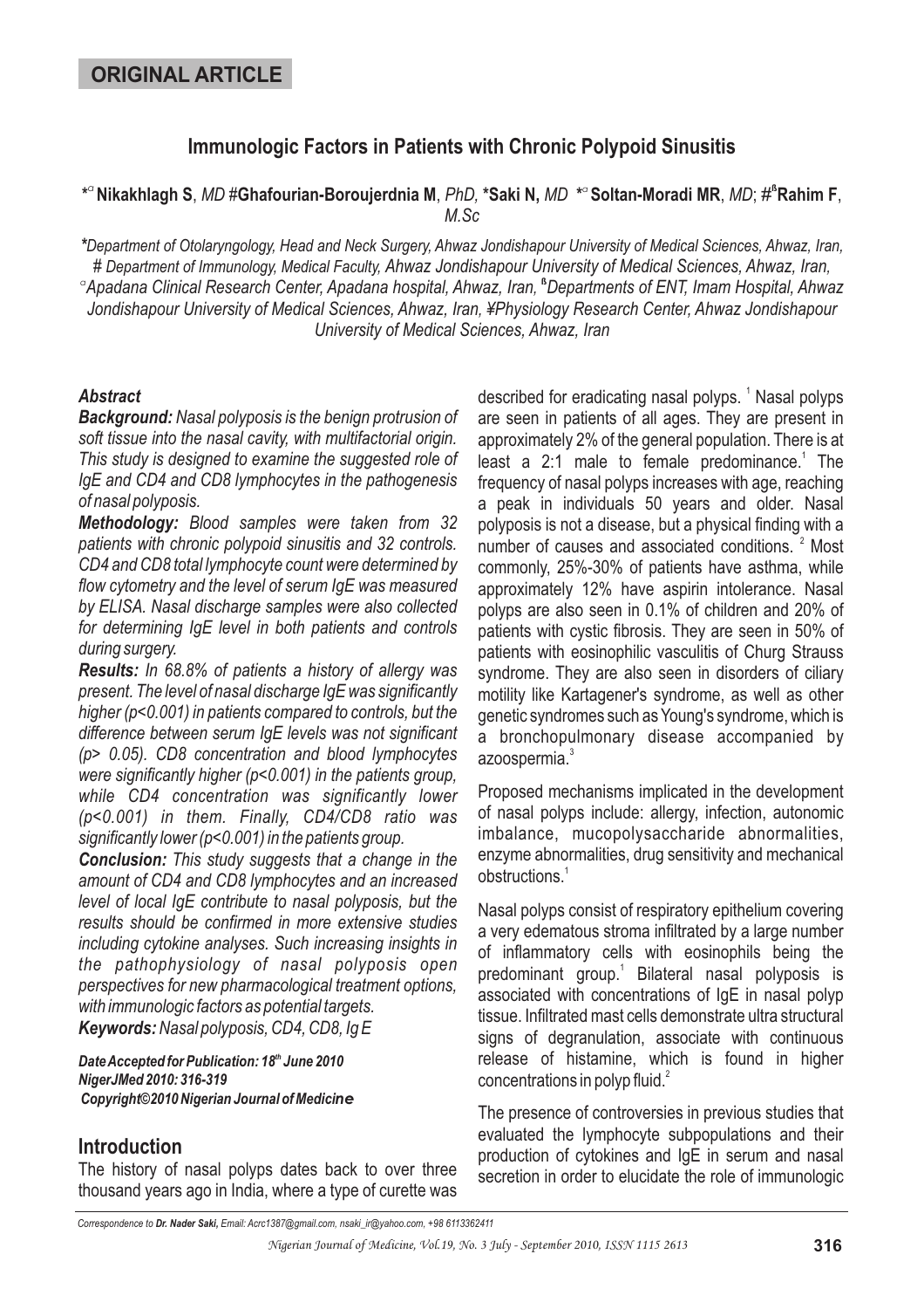**ORIGINAL ARTICLE**

# Immunologic Factors in Patients with Chronic Polypoid Sinusitis

*▫ **Nikakhlagh S**, *MD* #**Ghafourian-Boroujerdnia M**, *PhD,* ***Saki N,** *MD* *▫ **Soltan-Moradi MR**, *MD*; #ß**Rahim F**, *M.Sc*

*\*Department of Otolaryngology, Head and Neck Surgery, Ahwaz Jondishapour University of Medical Sciences, Ahwaz, Iran, # Department of Immunology, Medical Faculty, Ahwaz Jondishapour University of Medical Sciences, Ahwaz, Iran, ▫Apadana Clinical Research Center, Apadana hospital, Ahwaz, Iran, ßDepartments of ENT, Imam Hospital, Ahwaz Jondishapour University of Medical Sciences, Ahwaz, Iran, ¥Physiology Research Center, Ahwaz Jondishapour University of Medical Sciences, Ahwaz, Iran*

### *Abstract*

***Background:*** *Nasal polyposis is the benign protrusion of soft tissue into the nasal cavity, with multifactorial origin. This study is designed to examine the suggested role of IgE and CD4 and CD8 lymphocytes in the pathogenesis of nasal polyposis.*

***Methodology:*** *Blood samples were taken from 32 patients with chronic polypoid sinusitis and 32 controls. CD4 and CD8 total lymphocyte count were determined by flow cytometry and the level of serum IgE was measured by ELISA. Nasal discharge samples were also collected for determining IgE level in both patients and controls during surgery.*

***Results:*** *In 68.8% of patients a history of allergy was present. The level of nasal discharge IgE was significantly higher ($p<0.001$) in patients compared to controls, but the difference between serum IgE levels was not significant ($p> 0.05$). CD8 concentration and blood lymphocytes were significantly higher ($p<0.001$) in the patients group, while CD4 concentration was significantly lower ($p<0.001$) in them. Finally, CD4/CD8 ratio was significantly lower ($p<0.001$) in the patients group.*

***Conclusion:*** *This study suggests that a change in the amount of CD4 and CD8 lymphocytes and an increased level of local IgE contribute to nasal polyposis, but the results should be confirmed in more extensive studies including cytokine analyses. Such increasing insights in the pathophysiology of nasal polyposis open perspectives for new pharmacological treatment options, with immunologic factors as potential targets.*

***Keywords:*** *Nasal polyposis, CD4, CD8, Ig E*

***Date Accepted for Publication: 18th June 2010***
***NigerJMed 2010: 316-319***
***Copyright©2010 Nigerian Journal of Medicine***

## Introduction

The history of nasal polyps dates back to over three thousand years ago in India, where a type of curette was described for eradicating nasal polyps.[1] Nasal polyps are seen in patients of all ages. They are present in approximately 2% of the general population. There is at least a 2:1 male to female predominance.[1] The frequency of nasal polyps increases with age, reaching a peak in individuals 50 years and older. Nasal polyposis is not a disease, but a physical finding with a number of causes and associated conditions.[2] Most commonly, 25%-30% of patients have asthma, while approximately 12% have aspirin intolerance. Nasal polyps are also seen in 0.1% of children and 20% of patients with cystic fibrosis. They are seen in 50% of patients with eosinophilic vasculitis of Churg Strauss syndrome. They are also seen in disorders of ciliary motility like Kartagener's syndrome, as well as other genetic syndromes such as Young's syndrome, which is a bronchopulmonary disease accompanied by azoospermia.[3]

Proposed mechanisms implicated in the development of nasal polyps include: allergy, infection, autonomic imbalance, mucopolysaccharide abnormalities, enzyme abnormalities, drug sensitivity and mechanical obstructions.[1]

Nasal polyps consist of respiratory epithelium covering a very edematous stroma infiltrated by a large number of inflammatory cells with eosinophils being the predominant group.[1] Bilateral nasal polyposis is associated with concentrations of IgE in nasal polyp tissue. Infiltrated mast cells demonstrate ultra structural signs of degranulation, associate with continuous release of histamine, which is found in higher concentrations in polyp fluid.[2]

The presence of controversies in previous studies that evaluated the lymphocyte subpopulations and their production of cytokines and IgE in serum and nasal secretion in order to elucidate the role of immunologic

*Correspondence to **Dr. Nader Saki,** Email: Acrc1387@gmail.com, nsaki_ir@yahoo.com, +98 6113362411*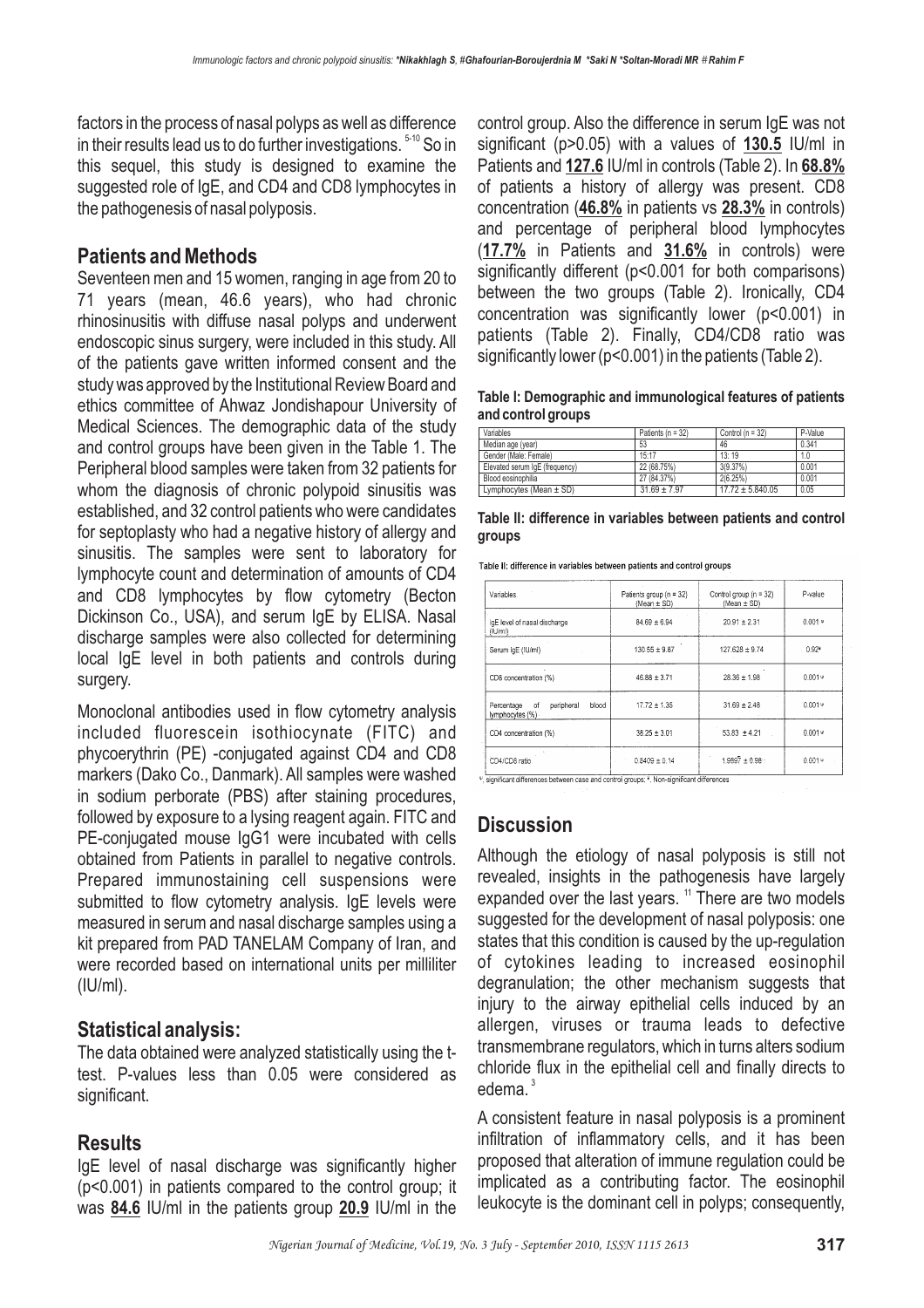factors in the process of nasal polyps as well as difference in their results lead us to do further investigations.[5-10] So in this sequel, this study is designed to examine the suggested role of IgE, and CD4 and CD8 lymphocytes in the pathogenesis of nasal polyposis.

## Patients and Methods

Seventeen men and 15 women, ranging in age from 20 to 71 years (mean, 46.6 years), who had chronic rhinosinusitis with diffuse nasal polyps and underwent endoscopic sinus surgery, were included in this study. All of the patients gave written informed consent and the study was approved by the Institutional Review Board and ethics committee of Ahwaz Jondishapour University of Medical Sciences. The demographic data of the study and control groups have been given in the Table 1. The Peripheral blood samples were taken from 32 patients for whom the diagnosis of chronic polypoid sinusitis was established, and 32 control patients who were candidates for septoplasty who had a negative history of allergy and sinusitis. The samples were sent to laboratory for lymphocyte count and determination of amounts of CD4 and CD8 lymphocytes by flow cytometry (Becton Dickinson Co., USA), and serum IgE by ELISA. Nasal discharge samples were also collected for determining local IgE level in both patients and controls during surgery.

Monoclonal antibodies used in flow cytometry analysis included fluorescein isothiocynate (FITC) and phycoerythrin (PE) -conjugated against CD4 and CD8 markers (Dako Co., Danmark). All samples were washed in sodium perborate (PBS) after staining procedures, followed by exposure to a lysing reagent again. FITC and PE-conjugated mouse IgG1 were incubated with cells obtained from Patients in parallel to negative controls. Prepared immunostaining cell suspensions were submitted to flow cytometry analysis. IgE levels were measured in serum and nasal discharge samples using a kit prepared from PAD TANELAM Company of Iran, and were recorded based on international units per milliliter (IU/ml).

## Statistical analysis:

The data obtained were analyzed statistically using the t-test. P-values less than 0.05 were considered as significant.

## Results

IgE level of nasal discharge was significantly higher ($p<0.001$) in patients compared to the control group; it was **84.6** IU/ml in the patients group **20.9** IU/ml in the control group. Also the difference in serum IgE was not significant ($p>0.05$) with a values of **130.5** IU/ml in Patients and **127.6** IU/ml in controls (Table 2). In **68.8%** of patients a history of allergy was present. CD8 concentration (**46.8%** in patients vs **28.3%** in controls) and percentage of peripheral blood lymphocytes (**17.7%** in Patients and **31.6%** in controls) were significantly different ($p<0.001$ for both comparisons) between the two groups (Table 2). Ironically, CD4 concentration was significantly lower ($p<0.001$) in patients (Table 2). Finally, CD4/CD8 ratio was significantly lower ($p<0.001$) in the patients (Table 2).

**Table I: Demographic and immunological features of patients and control groups**

| Variables | Patients (n = 32) | Control (n = 32) | P-Value |
|---|---|---|---|
| Median age (year) | 53 | 46 | 0.341 |
| Gender (Male: Female) | 15:17 | 13: 19 | 1.0 |
| Elevated serum IgE (frequency) | 22 (68.75%) | 3(9.37%) | 0.001 |
| Blood eosinophilia | 27 (84.37%) | 2(6.25%) | 0.001 |
| Lymphocytes (Mean ± SD) | 31.69 ± 7.97 | 17.72 ± 5.840.05 | 0.05 |

**Table II: difference in variables between patients and control groups**

| Variables | Patients group (n = 32) (Mean ± SD) | Control group (n = 32) (Mean ± SD) | P-value |
|---|---|---|---|
| IgE level of nasal discharge (IU/ml) | 84.69 ± 6.94 | 20.91 ± 2.31 | 0.001 ᵠ |
| Serum IgE (IU/ml) | 130.55 ± 9.87 | 127.628 ± 9.74 | 0.92* |
| CD8 concentration (%) | 46.88 ± 3.71 | 28.36 ± 1.98 | 0.001 ᵠ |
| Percentage of peripheral blood lymphocytes (%) | 17.72 ± 1.35 | 31.69 ± 2.48 | 0.001 ᵠ |
| CD4 concentration (%) | 38.25 ± 3.01 | 53.83 ± 4.21 | 0.001 ᵠ |
| CD4/CD8 ratio | 0.8409 ± 0.14 | 1.9897 ± 0.98 | 0.001 ᵠ |

ᵠ, significant differences between case and control groups; *, Non-significant differences

## Discussion

Although the etiology of nasal polyposis is still not revealed, insights in the pathogenesis have largely expanded over the last years.[11] There are two models suggested for the development of nasal polyposis: one states that this condition is caused by the up-regulation of cytokines leading to increased eosinophil degranulation; the other mechanism suggests that injury to the airway epithelial cells induced by an allergen, viruses or trauma leads to defective transmembrane regulators, which in turns alters sodium chloride flux in the epithelial cell and finally directs to edema.[3]

A consistent feature in nasal polyposis is a prominent infiltration of inflammatory cells, and it has been proposed that alteration of immune regulation could be implicated as a contributing factor. The eosinophil leukocyte is the dominant cell in polyps; consequently,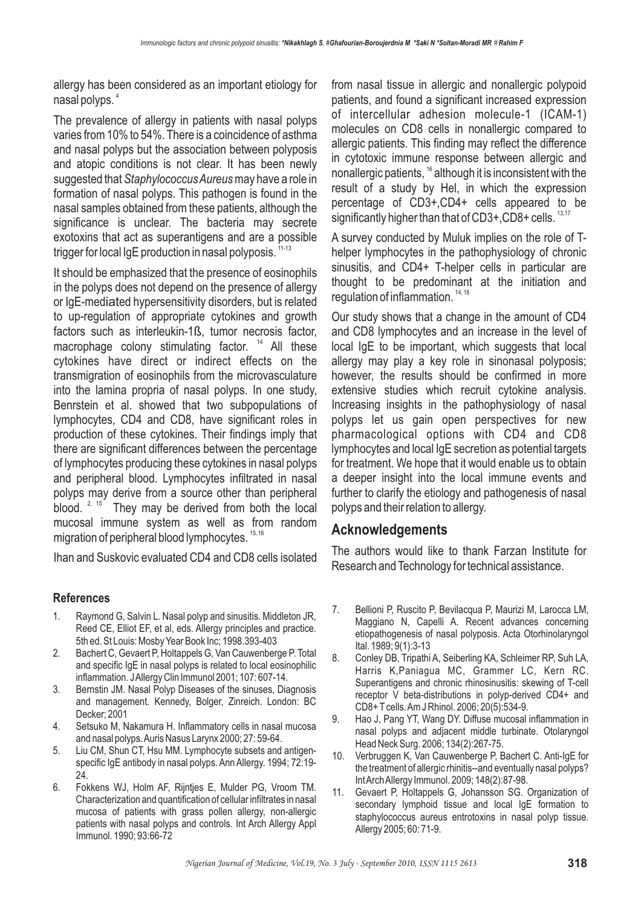allergy has been considered as an important etiology for nasal polyps.[4]

The prevalence of allergy in patients with nasal polyps varies from 10% to 54%. There is a coincidence of asthma and nasal polyps but the association between polyposis and atopic conditions is not clear. It has been newly suggested that *Staphylococcus Aureus* may have a role in formation of nasal polyps. This pathogen is found in the nasal samples obtained from these patients, although the significance is unclear. The bacteria may secrete exotoxins that act as superantigens and are a possible trigger for local IgE production in nasal polyposis.[11-13]

It should be emphasized that the presence of eosinophils in the polyps does not depend on the presence of allergy or IgE-mediated hypersensitivity disorders, but is related to up-regulation of appropriate cytokines and growth factors such as interleukin-1ß, tumor necrosis factor, macrophage colony stimulating factor.[14] All these cytokines have direct or indirect effects on the transmigration of eosinophils from the microvasculature into the lamina propria of nasal polyps. In one study, Benrstein et al. showed that two subpopulations of lymphocytes, CD4 and CD8, have significant roles in production of these cytokines. Their findings imply that there are significant differences between the percentage of lymphocytes producing these cytokines in nasal polyps and peripheral blood. Lymphocytes infiltrated in nasal polyps may derive from a source other than peripheral blood.[2, 15] They may be derived from both the local mucosal immune system as well as from random migration of peripheral blood lymphocytes.[15,16]

Ihan and Suskovic evaluated CD4 and CD8 cells isolated from nasal tissue in allergic and nonallergic polypoid patients, and found a significant increased expression of intercellular adhesion molecule-1 (ICAM-1) molecules on CD8 cells in nonallergic compared to allergic patients. This finding may reflect the difference in cytotoxic immune response between allergic and nonallergic patients,[16] although it is inconsistent with the result of a study by Hel, in which the expression percentage of CD3+,CD4+ cells appeared to be significantly higher than that of CD3+,CD8+ cells.[13,17]

A survey conducted by Muluk implies on the role of T-helper lymphocytes in the pathophysiology of chronic sinusitis, and CD4+ T-helper cells in particular are thought to be predominant at the initiation and regulation of inflammation.[14, 18]

Our study shows that a change in the amount of CD4 and CD8 lymphocytes and an increase in the level of local IgE to be important, which suggests that local allergy may play a key role in sinonasal polyposis; however, the results should be confirmed in more extensive studies which recruit cytokine analysis. Increasing insights in the pathophysiology of nasal polyps let us gain open perspectives for new pharmacological options with CD4 and CD8 lymphocytes and local IgE secretion as potential targets for treatment. We hope that it would enable us to obtain a deeper insight into the local immune events and further to clarify the etiology and pathogenesis of nasal polyps and their relation to allergy.

## Acknowledgements

The authors would like to thank Farzan Institute for Research and Technology for technical assistance.

### References

1. Raymond G, Salvin L. Nasal polyp and sinusitis. Middleton JR, Reed CE, Elliot EF, et al, eds. Allergy principles and practice. 5th ed. St Louis: Mosby Year Book Inc; 1998.393-403
2. Bachert C, Gevaert P, Holtappels G, Van Cauwenberge P. Total and specific IgE in nasal polyps is related to local eosinophilic inflammation. J Allergy Clin Immunol 2001; 107: 607-14.
3. Bernstin JM. Nasal Polyp Diseases of the sinuses, Diagnosis and management. Kennedy, Bolger, Zinreich. London: BC Decker; 2001
4. Setsuko M, Nakamura H. Inflammatory cells in nasal mucosa and nasal polyps. Auris Nasus Larynx 2000; 27: 59-64.
5. Liu CM, Shun CT, Hsu MM. Lymphocyte subsets and antigen-specific IgE antibody in nasal polyps. Ann Allergy. 1994; 72:19-24.
6. Fokkens WJ, Holm AF, Rijntjes E, Mulder PG, Vroom TM. Characterization and quantification of cellular infiltrates in nasal mucosa of patients with grass pollen allergy, non-allergic patients with nasal polyps and controls. Int Arch Allergy Appl Immunol. 1990; 93:66-72
7. Bellioni P, Ruscito P, Bevilacqua P, Maurizi M, Larocca LM, Maggiano N, Capelli A. Recent advances concerning etiopathogenesis of nasal polyposis. Acta Otorhinolaryngol Ital. 1989; 9(1):3-13
8. Conley DB, Tripathi A, Seiberling KA, Schleimer RP, Suh LA, Harris K,Paniagua MC, Grammer LC, Kern RC. Superantigens and chronic rhinosinusitis: skewing of T-cell receptor V beta-distributions in polyp-derived CD4+ and CD8+ T cells. Am J Rhinol. 2006; 20(5):534-9.
9. Hao J, Pang YT, Wang DY. Diffuse mucosal inflammation in nasal polyps and adjacent middle turbinate. Otolaryngol Head Neck Surg. 2006; 134(2):267-75.
10. Verbruggen K, Van Cauwenberge P, Bachert C. Anti-IgE for the treatment of allergic rhinitis--and eventually nasal polyps? Int Arch Allergy Immunol. 2009; 148(2):87-98.
11. Gevaert P, Holtappels G, Johansson SG. Organization of secondary lymphoid tissue and local IgE formation to staphylococcus aureus entrotoxins in nasal polyp tissue. Allergy 2005; 60: 71-9.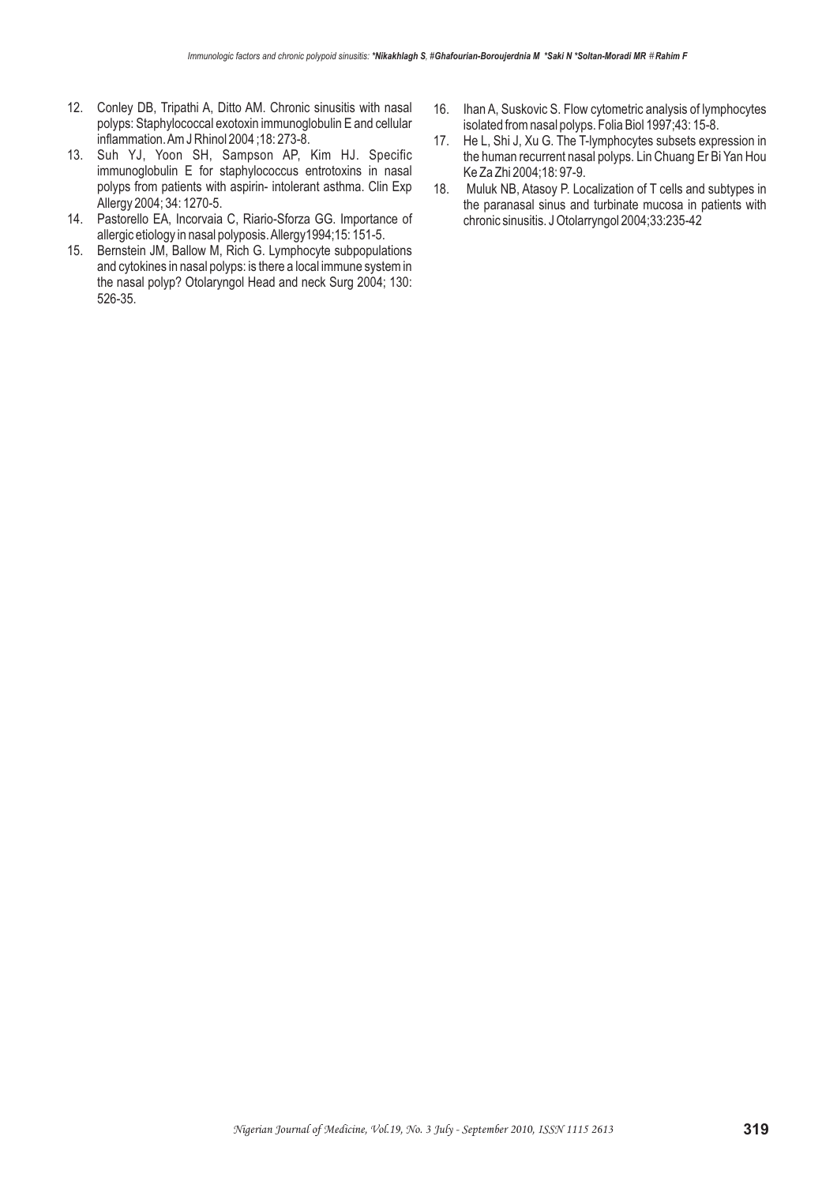12. Conley DB, Tripathi A, Ditto AM. Chronic sinusitis with nasal polyps: Staphylococcal exotoxin immunoglobulin E and cellular inflammation. Am J Rhinol 2004 ;18: 273-8.
13. Suh YJ, Yoon SH, Sampson AP, Kim HJ. Specific immunoglobulin E for staphylococcus entrotoxins in nasal polyps from patients with aspirin- intolerant asthma. Clin Exp Allergy 2004; 34: 1270-5.
14. Pastorello EA, Incorvaia C, Riario-Sforza GG. Importance of allergic etiology in nasal polyposis. Allergy1994;15: 151-5.
15. Bernstein JM, Ballow M, Rich G. Lymphocyte subpopulations and cytokines in nasal polyps: is there a local immune system in the nasal polyp? Otolaryngol Head and neck Surg 2004; 130: 526-35.
16. Ihan A, Suskovic S. Flow cytometric analysis of lymphocytes isolated from nasal polyps. Folia Biol 1997;43: 15-8.
17. He L, Shi J, Xu G. The T-lymphocytes subsets expression in the human recurrent nasal polyps. Lin Chuang Er Bi Yan Hou Ke Za Zhi 2004;18: 97-9.
18. Muluk NB, Atasoy P. Localization of T cells and subtypes in the paranasal sinus and turbinate mucosa in patients with chronic sinusitis. J Otolarryngol 2004;33:235-42